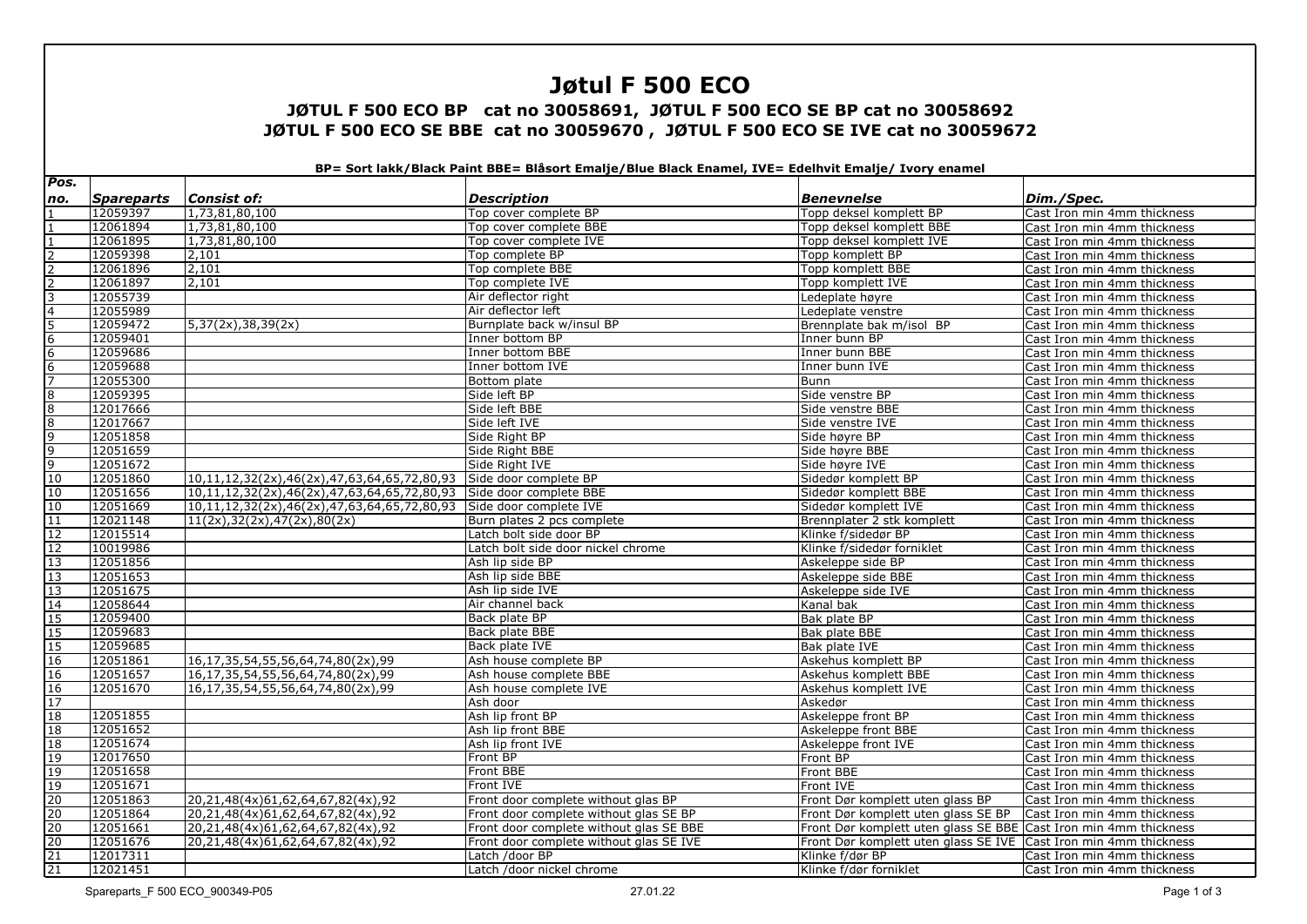# Jøtul F 500 ECO

## JØTUL F 500 ECO BP cat no 30058691, JØTUL F 500 ECO SE BP cat no 30058692
## JØTUL F 500 ECO SE BBE cat no 30059670 , JØTUL F 500 ECO SE IVE cat no 30059672

**BP= Sort lakk/Black Paint BBE= Blåsort Emalje/Blue Black Enamel, IVE= Edelhvit Emalje/ Ivory enamel**

| *Pos. no.* | *Spareparts* | *Consist of:* | *Description* | *Benevnelse* | *Dim./Spec.* |
|---|---|---|---|---|---|
| 1 | 12059397 | 1,73,81,80,100 | Top cover complete BP | Topp deksel komplett BP | Cast Iron min 4mm thickness |
| 1 | 12061894 | 1,73,81,80,100 | Top cover complete BBE | Topp deksel komplett BBE | Cast Iron min 4mm thickness |
| 1 | 12061895 | 1,73,81,80,100 | Top cover complete IVE | Topp deksel komplett IVE | Cast Iron min 4mm thickness |
| 2 | 12059398 | 2,101 | Top complete BP | Topp komplett BP | Cast Iron min 4mm thickness |
| 2 | 12061896 | 2,101 | Top complete BBE | Topp komplett BBE | Cast Iron min 4mm thickness |
| 2 | 12061897 | 2,101 | Top complete IVE | Topp komplett IVE | Cast Iron min 4mm thickness |
| 3 | 12055739 | | Air deflector right | Ledeplate høyre | Cast Iron min 4mm thickness |
| 4 | 12055989 | | Air deflector left | Ledeplate venstre | Cast Iron min 4mm thickness |
| 5 | 12059472 | 5,37(2x),38,39(2x) | Burnplate back w/insul BP | Brennplate bak m/isol BP | Cast Iron min 4mm thickness |
| 6 | 12059401 | | Inner bottom BP | Inner bunn BP | Cast Iron min 4mm thickness |
| 6 | 12059686 | | Inner bottom BBE | Inner bunn BBE | Cast Iron min 4mm thickness |
| 6 | 12059688 | | Inner bottom IVE | Inner bunn IVE | Cast Iron min 4mm thickness |
| 7 | 12055300 | | Bottom plate | Bunn | Cast Iron min 4mm thickness |
| 8 | 12059395 | | Side left BP | Side venstre BP | Cast Iron min 4mm thickness |
| 8 | 12017666 | | Side left BBE | Side venstre BBE | Cast Iron min 4mm thickness |
| 8 | 12017667 | | Side left IVE | Side venstre IVE | Cast Iron min 4mm thickness |
| 9 | 12051858 | | Side Right BP | Side høyre BP | Cast Iron min 4mm thickness |
| 9 | 12051659 | | Side Right BBE | Side høyre BBE | Cast Iron min 4mm thickness |
| 9 | 12051672 | | Side Right IVE | Side høyre IVE | Cast Iron min 4mm thickness |
| 10 | 12051860 | 10,11,12,32(2x),46(2x),47,63,64,65,72,80,93 | Side door complete BP | Sidedør komplett BP | Cast Iron min 4mm thickness |
| 10 | 12051656 | 10,11,12,32(2x),46(2x),47,63,64,65,72,80,93 | Side door complete BBE | Sidedør komplett BBE | Cast Iron min 4mm thickness |
| 10 | 12051669 | 10,11,12,32(2x),46(2x),47,63,64,65,72,80,93 | Side door complete IVE | Sidedør komplett IVE | Cast Iron min 4mm thickness |
| 11 | 12021148 | 11(2x),32(2x),47(2x),80(2x) | Burn plates 2 pcs complete | Brennplater 2 stk komplett | Cast Iron min 4mm thickness |
| 12 | 12015514 | | Latch bolt side door BP | Klinke f/sidedør BP | Cast Iron min 4mm thickness |
| 12 | 10019986 | | Latch bolt side door nickel chrome | Klinke f/sidedør forniklet | Cast Iron min 4mm thickness |
| 13 | 12051856 | | Ash lip side BP | Askeleppe side BP | Cast Iron min 4mm thickness |
| 13 | 12051653 | | Ash lip side BBE | Askeleppe side BBE | Cast Iron min 4mm thickness |
| 13 | 12051675 | | Ash lip side IVE | Askeleppe side IVE | Cast Iron min 4mm thickness |
| 14 | 12058644 | | Air channel back | Kanal bak | Cast Iron min 4mm thickness |
| 15 | 12059400 | | Back plate BP | Bak plate BP | Cast Iron min 4mm thickness |
| 15 | 12059683 | | Back plate BBE | Bak plate BBE | Cast Iron min 4mm thickness |
| 15 | 12059685 | | Back plate IVE | Bak plate IVE | Cast Iron min 4mm thickness |
| 16 | 12051861 | 16,17,35,54,55,56,64,74,80(2x),99 | Ash house complete BP | Askehus komplett BP | Cast Iron min 4mm thickness |
| 16 | 12051657 | 16,17,35,54,55,56,64,74,80(2x),99 | Ash house complete BBE | Askehus komplett BBE | Cast Iron min 4mm thickness |
| 16 | 12051670 | 16,17,35,54,55,56,64,74,80(2x),99 | Ash house complete IVE | Askehus komplett IVE | Cast Iron min 4mm thickness |
| 17 | | | Ash door | Askedør | Cast Iron min 4mm thickness |
| 18 | 12051855 | | Ash lip front BP | Askeleppe front BP | Cast Iron min 4mm thickness |
| 18 | 12051652 | | Ash lip front BBE | Askeleppe front BBE | Cast Iron min 4mm thickness |
| 18 | 12051674 | | Ash lip front IVE | Askeleppe front IVE | Cast Iron min 4mm thickness |
| 19 | 12017650 | | Front BP | Front BP | Cast Iron min 4mm thickness |
| 19 | 12051658 | | Front BBE | Front BBE | Cast Iron min 4mm thickness |
| 19 | 12051671 | | Front IVE | Front IVE | Cast Iron min 4mm thickness |
| 20 | 12051863 | 20,21,48(4x)61,62,64,67,82(4x),92 | Front door complete without glas BP | Front Dør komplett uten glass BP | Cast Iron min 4mm thickness |
| 20 | 12051864 | 20,21,48(4x)61,62,64,67,82(4x),92 | Front door complete without glas SE BP | Front Dør komplett uten glass SE BP | Cast Iron min 4mm thickness |
| 20 | 12051661 | 20,21,48(4x)61,62,64,67,82(4x),92 | Front door complete without glas SE BBE | Front Dør komplett uten glass SE BBE | Cast Iron min 4mm thickness |
| 20 | 12051676 | 20,21,48(4x)61,62,64,67,82(4x),92 | Front door complete without glas SE IVE | Front Dør komplett uten glass SE IVE | Cast Iron min 4mm thickness |
| 21 | 12017311 | | Latch /door BP | Klinke f/dør BP | Cast Iron min 4mm thickness |
| 21 | 12021451 | | Latch /door nickel chrome | Klinke f/dør forniklet | Cast Iron min 4mm thickness |

Spareparts_F 500 ECO_900349-P05 27.01.22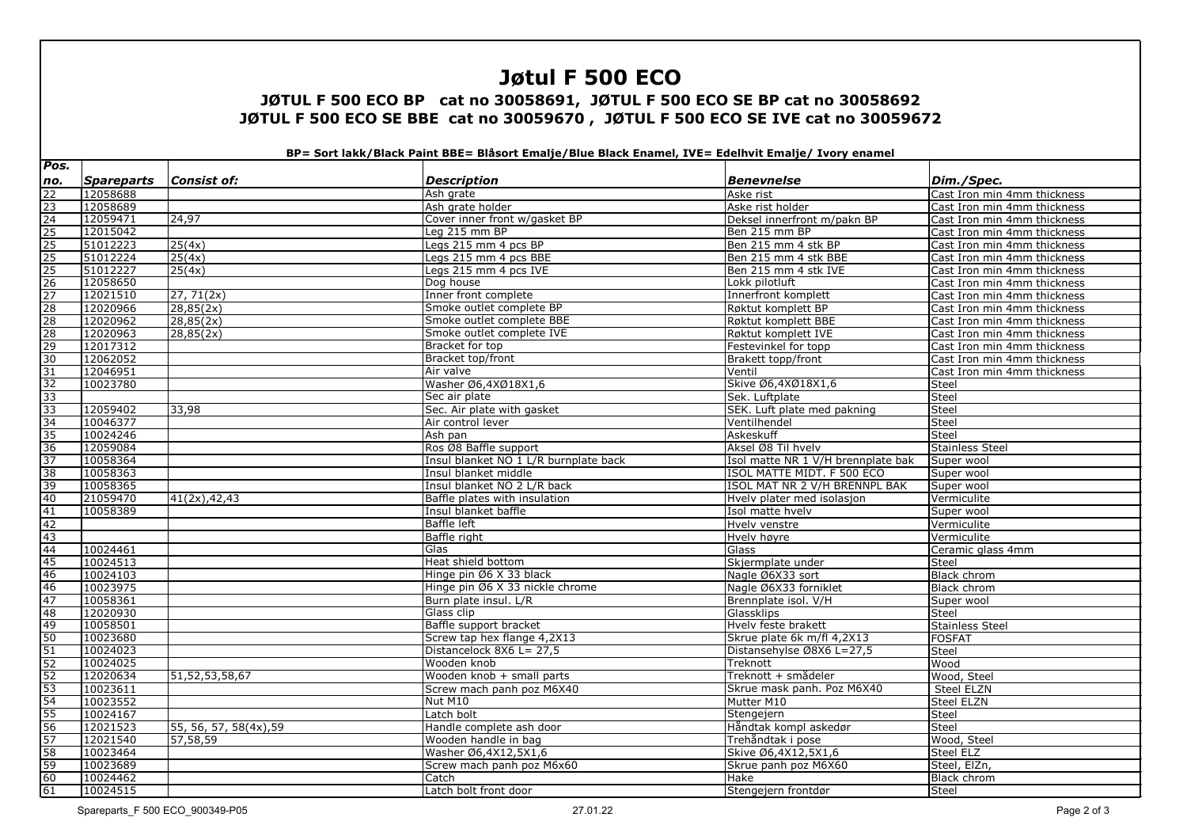# Jøtul F 500 ECO

## JØTUL F 500 ECO BP cat no 30058691, JØTUL F 500 ECO SE BP cat no 30058692

## JØTUL F 500 ECO SE BBE cat no 30059670 , JØTUL F 500 ECO SE IVE cat no 30059672

**BP= Sort lakk/Black Paint BBE= Blåsort Emalje/Blue Black Enamel, IVE= Edelhvit Emalje/ Ivory enamel**

| *Pos. no.* | *Spareparts* | *Consist of:* | *Description* | *Benevnelse* | *Dim./Spec.* |
|---|---|---|---|---|---|
| 22 | 12058688 | | Ash grate | Aske rist | Cast Iron min 4mm thickness |
| 23 | 12058689 | | Ash grate holder | Aske rist holder | Cast Iron min 4mm thickness |
| 24 | 12059471 | 24,97 | Cover inner front w/gasket BP | Deksel innerfront m/pakn BP | Cast Iron min 4mm thickness |
| 25 | 12015042 | | Leg 215 mm BP | Ben 215 mm BP | Cast Iron min 4mm thickness |
| 25 | 51012223 | 25(4x) | Legs 215 mm 4 pcs BP | Ben 215 mm 4 stk BP | Cast Iron min 4mm thickness |
| 25 | 51012224 | 25(4x) | Legs 215 mm 4 pcs BBE | Ben 215 mm 4 stk BBE | Cast Iron min 4mm thickness |
| 25 | 51012227 | 25(4x) | Legs 215 mm 4 pcs IVE | Ben 215 mm 4 stk IVE | Cast Iron min 4mm thickness |
| 26 | 12058650 | | Dog house | Lokk pilotluft | Cast Iron min 4mm thickness |
| 27 | 12021510 | 27, 71(2x) | Inner front complete | Innerfront komplett | Cast Iron min 4mm thickness |
| 28 | 12020966 | 28,85(2x) | Smoke outlet complete BP | Røktut komplett BP | Cast Iron min 4mm thickness |
| 28 | 12020962 | 28,85(2x) | Smoke outlet complete BBE | Røktut komplett BBE | Cast Iron min 4mm thickness |
| 28 | 12020963 | 28,85(2x) | Smoke outlet complete IVE | Røktut komplett IVE | Cast Iron min 4mm thickness |
| 29 | 12017312 | | Bracket for top | Festevinkel for topp | Cast Iron min 4mm thickness |
| 30 | 12062052 | | Bracket top/front | Brakett topp/front | Cast Iron min 4mm thickness |
| 31 | 12046951 | | Air valve | Ventil | Cast Iron min 4mm thickness |
| 32 | 10023780 | | Washer Ø6,4XØ18X1,6 | Skive Ø6,4XØ18X1,6 | Steel |
| 33 | | | Sec air plate | Sek. Luftplate | Steel |
| 33 | 12059402 | 33,98 | Sec. Air plate with gasket | SEK. Luft plate med pakning | Steel |
| 34 | 10046377 | | Air control lever | Ventilhendel | Steel |
| 35 | 10024246 | | Ash pan | Askeskuff | Steel |
| 36 | 12059084 | | Ros Ø8 Baffle support | Aksel Ø8 Til hvelv | Stainless Steel |
| 37 | 10058364 | | Insul blanket NO 1 L/R burnplate back | Isol matte NR 1 V/H brennplate bak | Super wool |
| 38 | 10058363 | | Insul blanket middle | ISOL MATTE MIDT. F 500 ECO | Super wool |
| 39 | 10058365 | | Insul blanket NO 2 L/R back | ISOL MAT NR 2 V/H BRENNPL BAK | Super wool |
| 40 | 21059470 | 41(2x),42,43 | Baffle plates with insulation | Hvelv plater med isolasjon | Vermiculite |
| 41 | 10058389 | | Insul blanket baffle | Isol matte hvelv | Super wool |
| 42 | | | Baffle left | Hvelv venstre | Vermiculite |
| 43 | | | Baffle right | Hvelv høyre | Vermiculite |
| 44 | 10024461 | | Glas | Glass | Ceramic glass 4mm |
| 45 | 10024513 | | Heat shield bottom | Skjermplate under | Steel |
| 46 | 10024103 | | Hinge pin Ø6 X 33 black | Nagle Ø6X33 sort | Black chrom |
| 46 | 10023975 | | Hinge pin Ø6 X 33 nickle chrome | Nagle Ø6X33 forniklet | Black chrom |
| 47 | 10058361 | | Burn plate insul. L/R | Brennplate isol. V/H | Super wool |
| 48 | 12020930 | | Glass clip | Glassklips | Steel |
| 49 | 10058501 | | Baffle support bracket | Hvelv feste brakett | Stainless Steel |
| 50 | 10023680 | | Screw tap hex flange 4,2X13 | Skrue plate 6k m/fl 4,2X13 | FOSFAT |
| 51 | 10024023 | | Distancelock 8X6 L= 27,5 | Distansehylse Ø8X6 L=27,5 | Steel |
| 52 | 10024025 | | Wooden knob | Treknott | Wood |
| 52 | 12020634 | 51,52,53,58,67 | Wooden knob + small parts | Treknott + smådeler | Wood, Steel |
| 53 | 10023611 | | Screw mach panh poz M6X40 | Skrue mask panh. Poz M6X40 | Steel ELZN |
| 54 | 10023552 | | Nut M10 | Mutter M10 | Steel ELZN |
| 55 | 10024167 | | Latch bolt | Stengejern | Steel |
| 56 | 12021523 | 55, 56, 57, 58(4x),59 | Handle complete ash door | Håndtak kompl askedør | Steel |
| 57 | 12021540 | 57,58,59 | Wooden handle in bag | Trehåndtak i pose | Wood, Steel |
| 58 | 10023464 | | Washer Ø6,4X12,5X1,6 | Skive Ø6,4X12,5X1,6 | Steel ELZ |
| 59 | 10023689 | | Screw mach panh poz M6x60 | Skrue panh poz M6X60 | Steel, ElZn, |
| 60 | 10024462 | | Catch | Hake | Black chrom |
| 61 | 10024515 | | Latch bolt front door | Stengejern frontdør | Steel |

Spareparts_F 500 ECO_900349-P05 27.01.22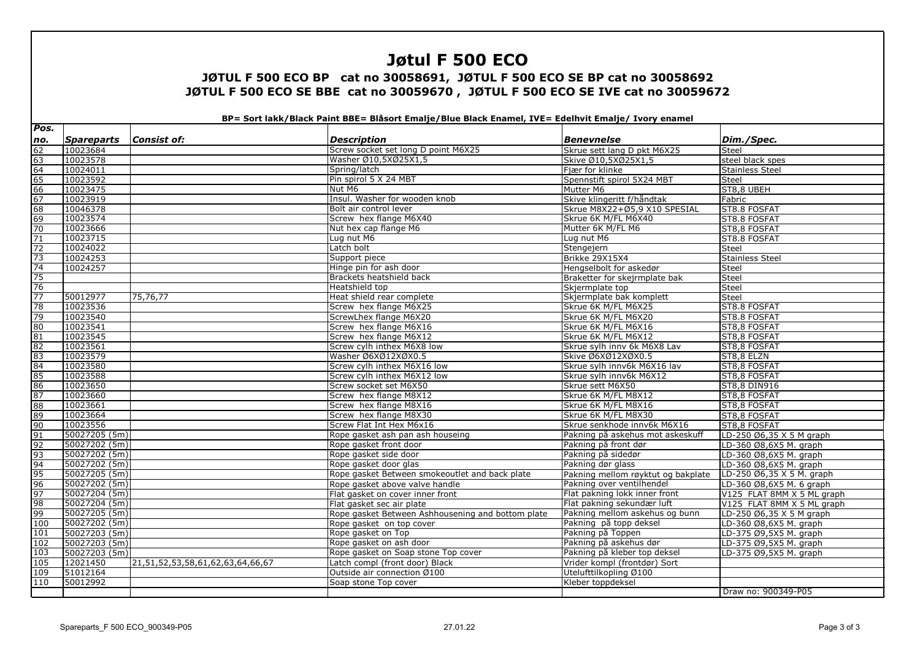# Jøtul F 500 ECO

## JØTUL F 500 ECO BP cat no 30058691, JØTUL F 500 ECO SE BP cat no 30058692
## JØTUL F 500 ECO SE BBE cat no 30059670 , JØTUL F 500 ECO SE IVE cat no 30059672

**BP= Sort lakk/Black Paint BBE= Blåsort Emalje/Blue Black Enamel, IVE= Edelhvit Emalje/ Ivory enamel**

| *Pos. no.* | *Spareparts* | *Consist of:* | *Description* | *Benevnelse* | *Dim./Spec.* |
|---|---|---|---|---|---|
| 62 | 10023684 | | Screw socket set long D point M6X25 | Skrue sett lang D pkt M6X25 | Steel |
| 63 | 10023578 | | Washer Ø10,5XØ25X1,5 | Skive Ø10,5XØ25X1,5 | steel black spes |
| 64 | 10024011 | | Spring/latch | Fjær for klinke | Stainless Steel |
| 65 | 10023592 | | Pin spirol 5 X 24 MBT | Spennstift spirol 5X24 MBT | Steel |
| 66 | 10023475 | | Nut M6 | Mutter M6 | ST8,8 UBEH |
| 67 | 10023919 | | Insul. Washer for wooden knob | Skive klingeritt f/håndtak | Fabric |
| 68 | 10046378 | | Bolt air control lever | Skrue M8X22+Ø5,9 X10 SPESIAL | ST8.8 FOSFAT |
| 69 | 10023574 | | Screw hex flange M6X40 | Skrue 6K M/FL M6X40 | ST8.8 FOSFAT |
| 70 | 10023666 | | Nut hex cap flange M6 | Mutter 6K M/FL M6 | ST8,8 FOSFAT |
| 71 | 10023715 | | Lug nut M6 | Lug nut M6 | ST8.8 FOSFAT |
| 72 | 10024022 | | Latch bolt | Stengejern | Steel |
| 73 | 10024253 | | Support piece | Brikke 29X15X4 | Stainless Steel |
| 74 | 10024257 | | Hinge pin for ash door | Hengselbolt for askedør | Steel |
| 75 | | | Brackets heatshield back | Braketter for skejrmplate bak | Steel |
| 76 | | | Heatshield top | Skjermplate top | Steel |
| 77 | 50012977 | 75,76,77 | Heat shield rear complete | Skjermplate bak komplett | Steel |
| 78 | 10023536 | | Screw hex flange M6X25 | Skrue 6K M/FL M6X25 | ST8.8 FOSFAT |
| 79 | 10023540 | | ScrewLhex flange M6X20 | Skrue 6K M/FL M6X20 | ST8.8 FOSFAT |
| 80 | 10023541 | | Screw hex flange M6X16 | Skrue 6K M/FL M6X16 | ST8,8 FOSFAT |
| 81 | 10023545 | | Screw hex flange M6X12 | Skrue 6K M/FL M6X12 | ST8,8 FOSFAT |
| 82 | 10023561 | | Screw cylh inthex M6X8 low | Skrue sylh innv 6k M6X8 Lav | ST8,8 FOSFAT |
| 83 | 10023579 | | Washer Ø6XØ12XØX0.5 | Skive Ø6XØ12XØX0.5 | ST8,8 ELZN |
| 84 | 10023580 | | Screw cylh inthex M6X16 low | Skrue sylh innv6k M6X16 lav | ST8.8 FOSFAT |
| 85 | 10023588 | | Screw cylh inthex M6X12 low | Skrue sylh innv6k M6X12 | ST8,8 FOSFAT |
| 86 | 10023650 | | Screw socket set M6X50 | Skrue sett M6X50 | ST8,8 DIN916 |
| 87 | 10023660 | | Screw hex flange M8X12 | Skrue 6K M/FL M8X12 | ST8,8 FOSFAT |
| 88 | 10023661 | | Screw hex flange M8X16 | Skrue 6K M/FL M8X16 | ST8,8 FOSFAT |
| 89 | 10023664 | | Screw hex flange M8X30 | Skrue 6K M/FL M8X30 | ST8,8 FOSFAT |
| 90 | 10023556 | | Screw Flat Int Hex M6x16 | Skrue senkhode innv6k M6X16 | ST8,8 FOSFAT |
| 91 | 50027205 (5m) | | Rope gasket ash pan ash houseing | Pakning på askehus mot askeskuff | LD-250 Ø6,35 X 5 M graph |
| 92 | 50027202 (5m) | | Rope gasket front door | Pakning på front dør | LD-360 Ø8,6X5 M. graph |
| 93 | 50027202 (5m) | | Rope gasket side door | Pakning på sidedør | LD-360 Ø8,6X5 M. graph |
| 94 | 50027202 (5m) | | Rope gasket door glas | Pakning dør glass | LD-360 Ø8,6X5 M. graph |
| 95 | 50027205 (5m) | | Rope gasket Between smokeoutlet and back plate | Pakning mellom røyktut og bakplate | LD-250 Ø6,35 X 5 M. graph |
| 96 | 50027202 (5m) | | Rope gasket above valve handle | Pakning over ventilhendel | LD-360 Ø8,6X5 M. 6 graph |
| 97 | 50027204 (5m) | | Flat gasket on cover inner front | Flat pakning lokk inner front | V125 FLAT 8MM X 5 ML graph |
| 98 | 50027204 (5m) | | Flat gasket sec air plate | Flat pakning sekundær luft | V125 FLAT 8MM X 5 ML graph |
| 99 | 50027205 (5m) | | Rope gasket Between Ashhousening and bottom plate | Pakning mellom askehus og bunn | LD-250 Ø6,35 X 5 M graph |
| 100 | 50027202 (5m) | | Rope gasket on top cover | Pakning på topp deksel | LD-360 Ø8,6X5 M. graph |
| 101 | 50027203 (5m) | | Rope gasket on Top | Pakning på Toppen | LD-375 Ø9,5X5 M. graph |
| 102 | 50027203 (5m) | | Rope gasket on ash door | Pakning på askehus dør | LD-375 Ø9,5X5 M. graph |
| 103 | 50027203 (5m) | | Rope gasket on Soap stone Top cover | Pakning på kleber top deksel | LD-375 Ø9,5X5 M. graph |
| 105 | 12021450 | 21,51,52,53,58,61,62,63,64,66,67 | Latch compl (front door) Black | Vrider kompl (frontdør) Sort | |
| 109 | 51012164 | | Outside air connection Ø100 | Utelufttilkopling Ø100 | |
| 110 | 50012992 | | Soap stone Top cover | Kleber toppdeksel | |
| | | | | | Draw no: 900349-P05 |